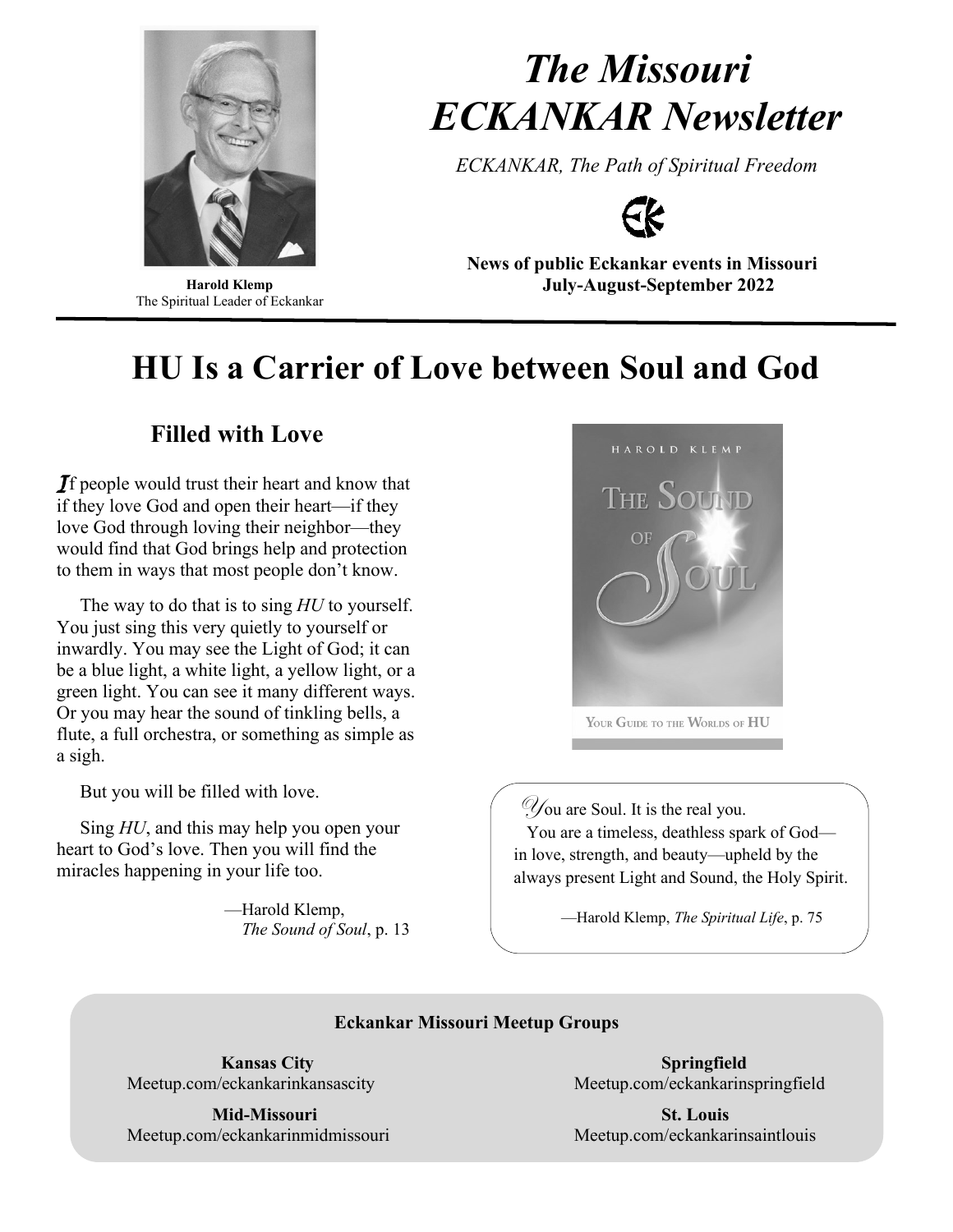Harold Klemp
The Spiritual Leader of Eckankar

# *The Missouri ECKANKAR Newsletter*

*ECKANKAR, The Path of Spiritual Freedom*

**News of public Eckankar events in Missouri**
**July-August-September 2022**

---

# HU Is a Carrier of Love between Soul and God

## Filled with Love

If people would trust their heart and know that if they love God and open their heart—if they love God through loving their neighbor—they would find that God brings help and protection to them in ways that most people don't know.

The way to do that is to sing *HU* to yourself. You just sing this very quietly to yourself or inwardly. You may see the Light of God; it can be a blue light, a white light, a yellow light, or a green light. You can see it many different ways. Or you may hear the sound of tinkling bells, a flute, a full orchestra, or something as simple as a sigh.

But you will be filled with love.

Sing *HU*, and this may help you open your heart to God's love. Then you will find the miracles happening in your life too.

—Harold Klemp,
*The Sound of Soul*, p. 13

HAROLD KLEMP

THE SOUND OF SOUL

YOUR GUIDE TO THE WORLDS OF HU

You are Soul. It is the real you.
You are a timeless, deathless spark of God—in love, strength, and beauty—upheld by the always present Light and Sound, the Holy Spirit.

—Harold Klemp, *The Spiritual Life*, p. 75

**Eckankar Missouri Meetup Groups**

**Kansas City**
Meetup.com/eckankarinkansascity

**Springfield**
Meetup.com/eckankarinspringfield

**Mid-Missouri**
Meetup.com/eckankarinmidmissouri

**St. Louis**
Meetup.com/eckankarinsaintlouis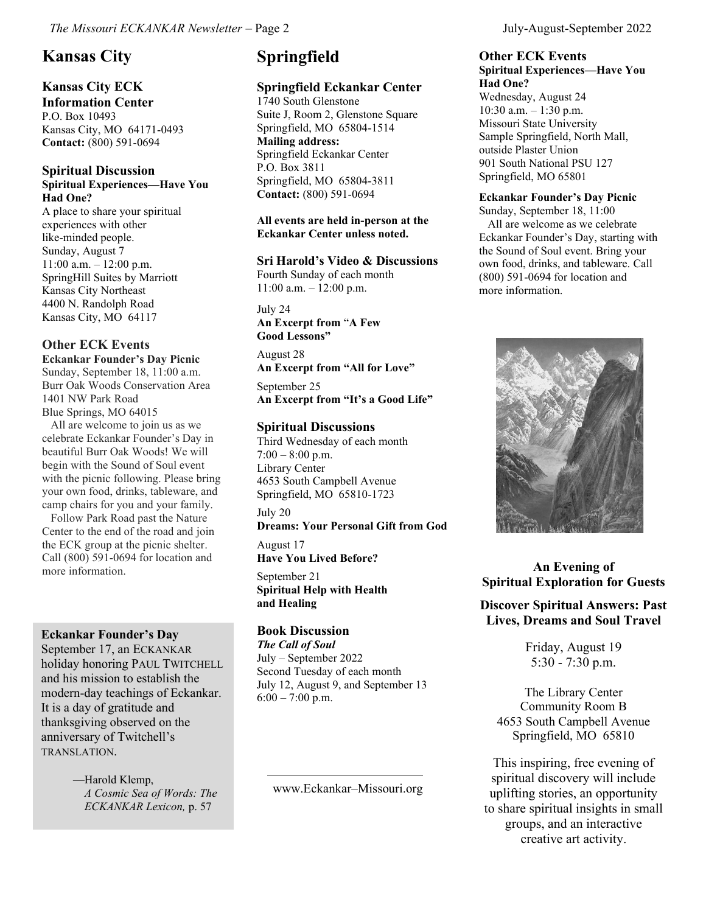## Kansas City

### Kansas City ECK Information Center

P.O. Box 10493
Kansas City, MO 64171-0493
**Contact:** (800) 591-0694

### Spiritual Discussion

**Spiritual Experiences—Have You Had One?**

A place to share your spiritual experiences with other like-minded people.
Sunday, August 7
11:00 a.m. – 12:00 p.m.
SpringHill Suites by Marriott
Kansas City Northeast
4400 N. Randolph Road
Kansas City, MO 64117

### Other ECK Events

**Eckankar Founder's Day Picnic**

Sunday, September 18, 11:00 a.m.
Burr Oak Woods Conservation Area
1401 NW Park Road
Blue Springs, MO 64015

All are welcome to join us as we celebrate Eckankar Founder's Day in beautiful Burr Oak Woods! We will begin with the Sound of Soul event with the picnic following. Please bring your own food, drinks, tableware, and camp chairs for you and your family.

Follow Park Road past the Nature Center to the end of the road and join the ECK group at the picnic shelter. Call (800) 591-0694 for location and more information.

**Eckankar Founder's Day**

September 17, an ECKANKAR holiday honoring PAUL TWITCHELL and his mission to establish the modern-day teachings of Eckankar. It is a day of gratitude and thanksgiving observed on the anniversary of Twitchell's TRANSLATION.

—Harold Klemp, *A Cosmic Sea of Words: The ECKANKAR Lexicon,* p. 57

## Springfield

### Springfield Eckankar Center

1740 South Glenstone
Suite J, Room 2, Glenstone Square
Springfield, MO 65804-1514
**Mailing address:**
Springfield Eckankar Center
P.O. Box 3811
Springfield, MO 65804-3811
**Contact:** (800) 591-0694

**All events are held in-person at the Eckankar Center unless noted.**

### Sri Harold's Video & Discussions

Fourth Sunday of each month
11:00 a.m. – 12:00 p.m.

July 24
**An Excerpt from "A Few Good Lessons"**

August 28
**An Excerpt from "All for Love"**

September 25
**An Excerpt from "It's a Good Life"**

### Spiritual Discussions

Third Wednesday of each month
7:00 – 8:00 p.m.
Library Center
4653 South Campbell Avenue
Springfield, MO 65810-1723

July 20
**Dreams: Your Personal Gift from God**

August 17
**Have You Lived Before?**

September 21
**Spiritual Help with Health and Healing**

### Book Discussion

***The Call of Soul***
July – September 2022
Second Tuesday of each month
July 12, August 9, and September 13
6:00 – 7:00 p.m.

www.Eckankar–Missouri.org

### Other ECK Events

**Spiritual Experiences—Have You Had One?**

Wednesday, August 24
10:30 a.m. – 1:30 p.m.
Missouri State University
Sample Springfield, North Mall, outside Plaster Union
901 South National PSU 127
Springfield, MO 65801

**Eckankar Founder's Day Picnic**

Sunday, September 18, 11:00

All are welcome as we celebrate Eckankar Founder's Day, starting with the Sound of Soul event. Bring your own food, drinks, and tableware. Call (800) 591-0694 for location and more information.

**An Evening of Spiritual Exploration for Guests**

**Discover Spiritual Answers: Past Lives, Dreams and Soul Travel**

Friday, August 19
5:30 - 7:30 p.m.

The Library Center
Community Room B
4653 South Campbell Avenue
Springfield, MO 65810

This inspiring, free evening of spiritual discovery will include uplifting stories, an opportunity to share spiritual insights in small groups, and an interactive creative art activity.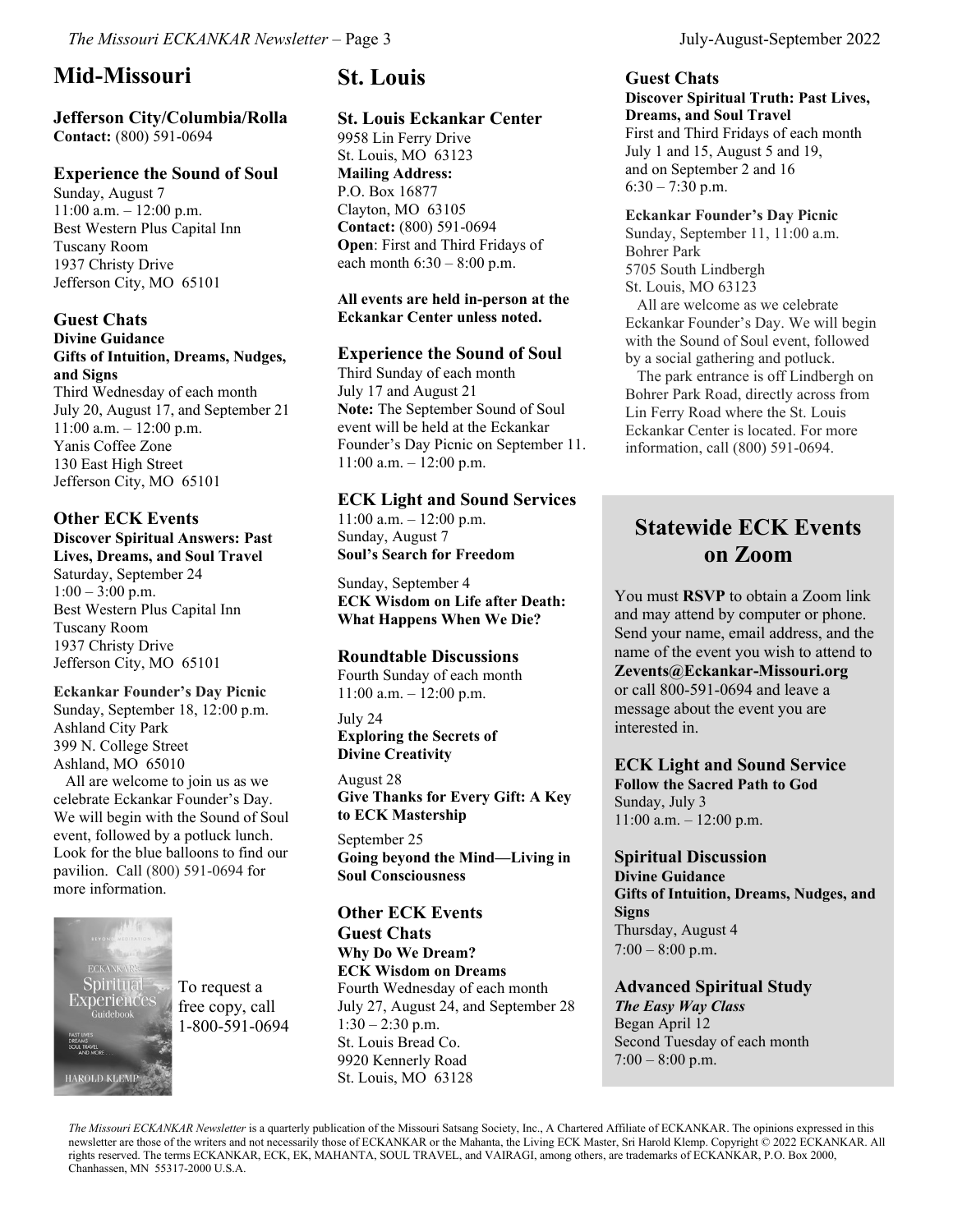## Mid-Missouri

### Jefferson City/Columbia/Rolla

**Contact:** (800) 591-0694

### Experience the Sound of Soul

Sunday, August 7
11:00 a.m. – 12:00 p.m.
Best Western Plus Capital Inn
Tuscany Room
1937 Christy Drive
Jefferson City, MO 65101

### Guest Chats

**Divine Guidance**
**Gifts of Intuition, Dreams, Nudges, and Signs**
Third Wednesday of each month
July 20, August 17, and September 21
11:00 a.m. – 12:00 p.m.
Yanis Coffee Zone
130 East High Street
Jefferson City, MO 65101

### Other ECK Events

**Discover Spiritual Answers: Past Lives, Dreams, and Soul Travel**
Saturday, September 24
1:00 – 3:00 p.m.
Best Western Plus Capital Inn
Tuscany Room
1937 Christy Drive
Jefferson City, MO 65101

**Eckankar Founder's Day Picnic**
Sunday, September 18, 12:00 p.m.
Ashland City Park
399 N. College Street
Ashland, MO 65010

All are welcome to join us as we celebrate Eckankar Founder's Day. We will begin with the Sound of Soul event, followed by a potluck lunch. Look for the blue balloons to find our pavilion. Call (800) 591-0694 for more information.

To request a free copy, call 1-800-591-0694

## St. Louis

### St. Louis Eckankar Center

9958 Lin Ferry Drive
St. Louis, MO 63123
**Mailing Address:**
P.O. Box 16877
Clayton, MO 63105
**Contact:** (800) 591-0694
**Open**: First and Third Fridays of each month 6:30 – 8:00 p.m.

**All events are held in-person at the Eckankar Center unless noted.**

### Experience the Sound of Soul

Third Sunday of each month
July 17 and August 21
**Note:** The September Sound of Soul event will be held at the Eckankar Founder's Day Picnic on September 11.
11:00 a.m. – 12:00 p.m.

### ECK Light and Sound Services

11:00 a.m. – 12:00 p.m.
Sunday, August 7
**Soul's Search for Freedom**

Sunday, September 4
**ECK Wisdom on Life after Death: What Happens When We Die?**

### Roundtable Discussions

Fourth Sunday of each month
11:00 a.m. – 12:00 p.m.

July 24
**Exploring the Secrets of Divine Creativity**

August 28
**Give Thanks for Every Gift: A Key to ECK Mastership**

September 25
**Going beyond the Mind—Living in Soul Consciousness**

### Other ECK Events

### Guest Chats

**Why Do We Dream?**
**ECK Wisdom on Dreams**
Fourth Wednesday of each month
July 27, August 24, and September 28
1:30 – 2:30 p.m.
St. Louis Bread Co.
9920 Kennerly Road
St. Louis, MO 63128

### Guest Chats

**Discover Spiritual Truth: Past Lives, Dreams, and Soul Travel**
First and Third Fridays of each month
July 1 and 15, August 5 and 19, and on September 2 and 16
6:30 – 7:30 p.m.

**Eckankar Founder's Day Picnic**
Sunday, September 11, 11:00 a.m.
Bohrer Park
5705 South Lindbergh
St. Louis, MO 63123

All are welcome as we celebrate Eckankar Founder's Day. We will begin with the Sound of Soul event, followed by a social gathering and potluck.

The park entrance is off Lindbergh on Bohrer Park Road, directly across from Lin Ferry Road where the St. Louis Eckankar Center is located. For more information, call (800) 591-0694.

## Statewide ECK Events on Zoom

You must **RSVP** to obtain a Zoom link and may attend by computer or phone. Send your name, email address, and the name of the event you wish to attend to **Zevents@Eckankar-Missouri.org** or call 800-591-0694 and leave a message about the event you are interested in.

### ECK Light and Sound Service

**Follow the Sacred Path to God**
Sunday, July 3
11:00 a.m. – 12:00 p.m.

### Spiritual Discussion

**Divine Guidance**
**Gifts of Intuition, Dreams, Nudges, and Signs**
Thursday, August 4
7:00 – 8:00 p.m.

### Advanced Spiritual Study

***The Easy Way Class***
Began April 12
Second Tuesday of each month
7:00 – 8:00 p.m.

*The Missouri ECKANKAR Newsletter* is a quarterly publication of the Missouri Satsang Society, Inc., A Chartered Affiliate of ECKANKAR. The opinions expressed in this newsletter are those of the writers and not necessarily those of ECKANKAR or the Mahanta, the Living ECK Master, Sri Harold Klemp. Copyright © 2022 ECKANKAR. All rights reserved. The terms ECKANKAR, ECK, EK, MAHANTA, SOUL TRAVEL, and VAIRAGI, among others, are trademarks of ECKANKAR, P.O. Box 2000, Chanhassen, MN 55317-2000 U.S.A.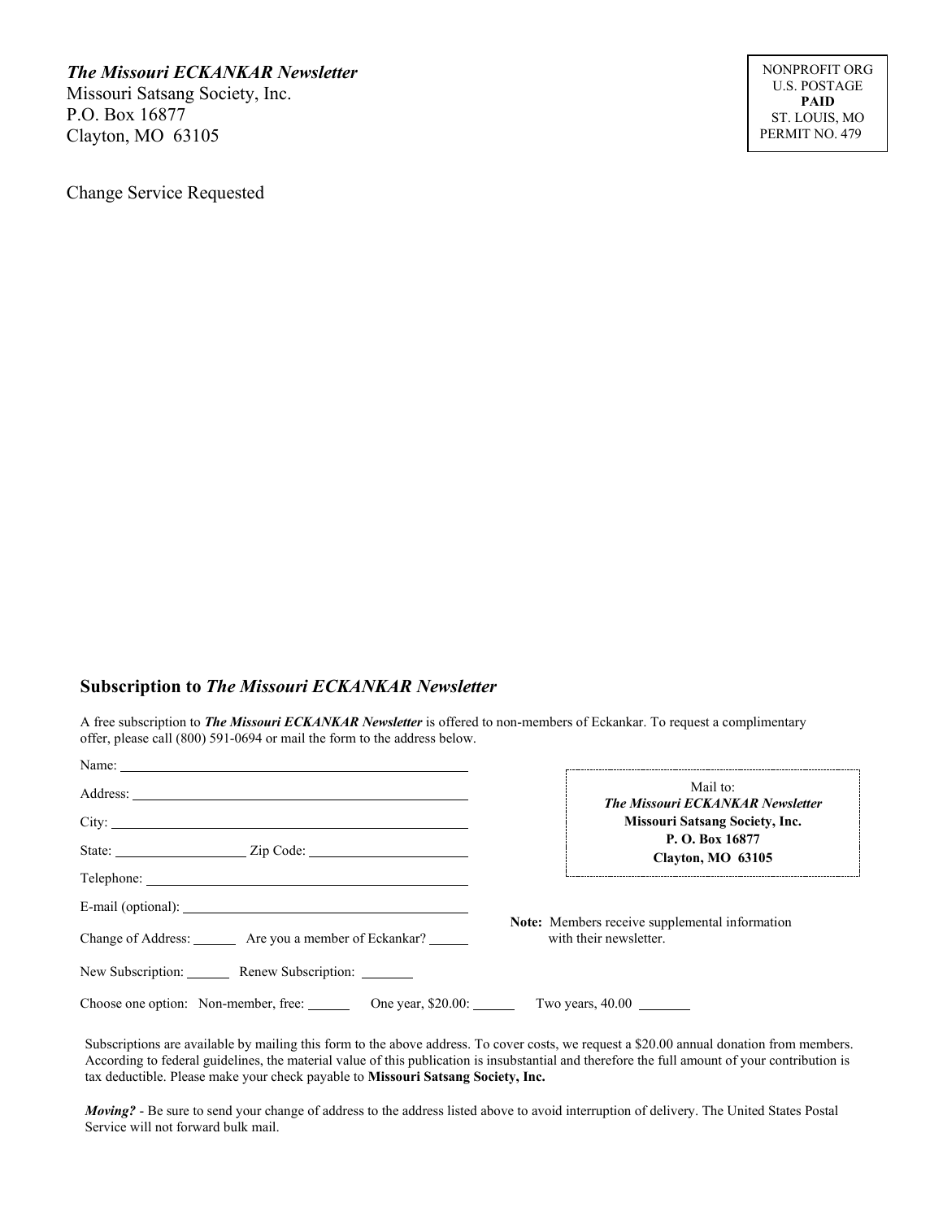***The Missouri ECKANKAR Newsletter***
Missouri Satsang Society, Inc.
P.O. Box 16877
Clayton, MO 63105

NONPROFIT ORG
U.S. POSTAGE
**PAID**
ST. LOUIS, MO
PERMIT NO. 479

Change Service Requested

## Subscription to *The Missouri ECKANKAR Newsletter*

A free subscription to ***The Missouri ECKANKAR Newsletter*** is offered to non-members of Eckankar. To request a complimentary offer, please call (800) 591-0694 or mail the form to the address below.

Name: ______________________________

Address: ______________________________

City: ______________________________

State: ____________ Zip Code: ______________

Telephone: ______________________________

E-mail (optional): ______________________________

Change of Address: ______ Are you a member of Eckankar? ______

New Subscription: ______ Renew Subscription: ______

Choose one option: Non-member, free: ______ One year, $20.00: ______ Two years, 40.00 ______

Mail to:
***The Missouri ECKANKAR Newsletter***
**Missouri Satsang Society, Inc.**
**P. O. Box 16877**
**Clayton, MO 63105**

**Note:** Members receive supplemental information with their newsletter.

Subscriptions are available by mailing this form to the above address. To cover costs, we request a $20.00 annual donation from members. According to federal guidelines, the material value of this publication is insubstantial and therefore the full amount of your contribution is tax deductible. Please make your check payable to **Missouri Satsang Society, Inc.**

***Moving?*** - Be sure to send your change of address to the address listed above to avoid interruption of delivery. The United States Postal Service will not forward bulk mail.